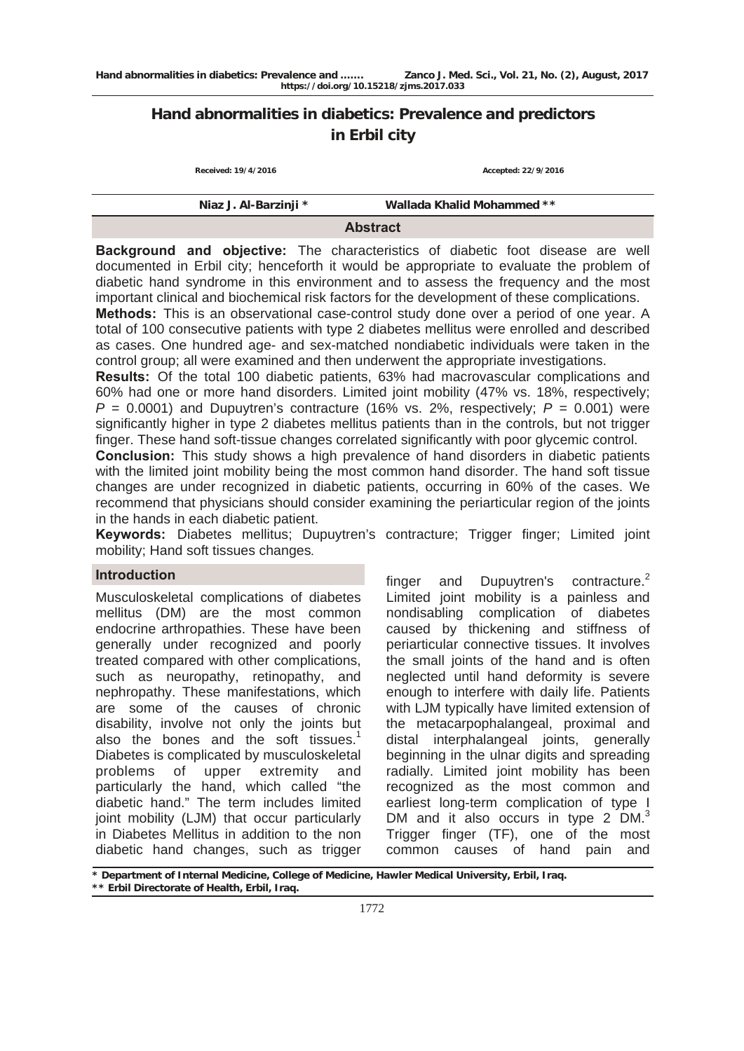# Hand abnormalities in diabetics: Prevalence and predictors in Erbil city

Received: 19/4/2016 Accepted: 22/9/2016

Niaz J. Al-Barzinji * Wallada Khalid Mohammed **

## Abstract

**Background and objective:** The characteristics of diabetic foot disease are well documented in Erbil city; henceforth it would be appropriate to evaluate the problem of diabetic hand syndrome in this environment and to assess the frequency and the most important clinical and biochemical risk factors for the development of these complications.

**Methods:** This is an observational case-control study done over a period of one year. A total of 100 consecutive patients with type 2 diabetes mellitus were enrolled and described as cases. One hundred age- and sex-matched nondiabetic individuals were taken in the control group; all were examined and then underwent the appropriate investigations.

**Results:** Of the total 100 diabetic patients, 63% had macrovascular complications and 60% had one or more hand disorders. Limited joint mobility (47% vs. 18%, respectively; $P = 0.0001$) and Dupuytren's contracture (16% vs. 2%, respectively; $P = 0.001$) were significantly higher in type 2 diabetes mellitus patients than in the controls, but not trigger finger. These hand soft-tissue changes correlated significantly with poor glycemic control.

**Conclusion:** This study shows a high prevalence of hand disorders in diabetic patients with the limited joint mobility being the most common hand disorder. The hand soft tissue changes are under recognized in diabetic patients, occurring in 60% of the cases. We recommend that physicians should consider examining the periarticular region of the joints in the hands in each diabetic patient.

**Keywords:** Diabetes mellitus; Dupuytren's contracture; Trigger finger; Limited joint mobility; Hand soft tissues changes.

## Introduction

Musculoskeletal complications of diabetes mellitus (DM) are the most common endocrine arthropathies. These have been generally under recognized and poorly treated compared with other complications, such as neuropathy, retinopathy, and nephropathy. These manifestations, which are some of the causes of chronic disability, involve not only the joints but also the bones and the soft tissues.[1] Diabetes is complicated by musculoskeletal problems of upper extremity and particularly the hand, which called "the diabetic hand." The term includes limited joint mobility (LJM) that occur particularly in Diabetes Mellitus in addition to the non diabetic hand changes, such as trigger finger and Dupuytren's contracture.[2] Limited joint mobility is a painless and nondisabling complication of diabetes caused by thickening and stiffness of periarticular connective tissues. It involves the small joints of the hand and is often neglected until hand deformity is severe enough to interfere with daily life. Patients with LJM typically have limited extension of the metacarpophalangeal, proximal and distal interphalangeal joints, generally beginning in the ulnar digits and spreading radially. Limited joint mobility has been recognized as the most common and earliest long-term complication of type I DM and it also occurs in type 2 DM.[3] Trigger finger (TF), one of the most common causes of hand pain and

\* Department of Internal Medicine, College of Medicine, Hawler Medical University, Erbil, Iraq.
\*\* Erbil Directorate of Health, Erbil, Iraq.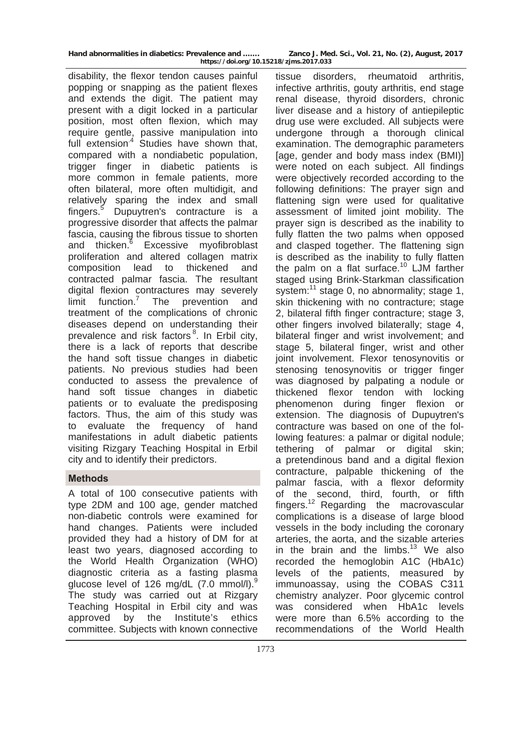disability, the flexor tendon causes painful popping or snapping as the patient flexes and extends the digit. The patient may present with a digit locked in a particular position, most often flexion, which may require gentle, passive manipulation into full extension[4]. Studies have shown that, compared with a nondiabetic population, trigger finger in diabetic patients is more common in female patients, more often bilateral, more often multidigit, and relatively sparing the index and small fingers.[5] Dupuytren's contracture is a progressive disorder that affects the palmar fascia, causing the fibrous tissue to shorten and thicken.[6] Excessive myofibroblast proliferation and altered collagen matrix composition lead to thickened and contracted palmar fascia. The resultant digital flexion contractures may severely limit function.[7] The prevention and treatment of the complications of chronic diseases depend on understanding their prevalence and risk factors[8]. In Erbil city, there is a lack of reports that describe the hand soft tissue changes in diabetic patients. No previous studies had been conducted to assess the prevalence of hand soft tissue changes in diabetic patients or to evaluate the predisposing factors. Thus, the aim of this study was to evaluate the frequency of hand manifestations in adult diabetic patients visiting Rizgary Teaching Hospital in Erbil city and to identify their predictors.

## Methods

A total of 100 consecutive patients with type 2DM and 100 age, gender matched non-diabetic controls were examined for hand changes. Patients were included provided they had a history of DM for at least two years, diagnosed according to the World Health Organization (WHO) diagnostic criteria as a fasting plasma glucose level of 126 mg/dL (7.0 mmol/l).[9] The study was carried out at Rizgary Teaching Hospital in Erbil city and was approved by the Institute's ethics committee. Subjects with known connective tissue disorders, rheumatoid arthritis, infective arthritis, gouty arthritis, end stage renal disease, thyroid disorders, chronic liver disease and a history of antiepileptic drug use were excluded. All subjects were undergone through a thorough clinical examination. The demographic parameters [age, gender and body mass index (BMI)] were noted on each subject. All findings were objectively recorded according to the following definitions: The prayer sign and flattening sign were used for qualitative assessment of limited joint mobility. The prayer sign is described as the inability to fully flatten the two palms when opposed and clasped together. The flattening sign is described as the inability to fully flatten the palm on a flat surface.[10] LJM farther staged using Brink-Starkman classification system:[11] stage 0, no abnormality; stage 1, skin thickening with no contracture; stage 2, bilateral fifth finger contracture; stage 3, other fingers involved bilaterally; stage 4, bilateral finger and wrist involvement; and stage 5, bilateral finger, wrist and other joint involvement. Flexor tenosynovitis or stenosing tenosynovitis or trigger finger was diagnosed by palpating a nodule or thickened flexor tendon with locking phenomenon during finger flexion or extension. The diagnosis of Dupuytren's contracture was based on one of the following features: a palmar or digital nodule; tethering of palmar or digital skin; a pretendinous band and a digital flexion contracture, palpable thickening of the palmar fascia, with a flexor deformity of the second, third, fourth, or fifth fingers.[12] Regarding the macrovascular complications is a disease of large blood vessels in the body including the coronary arteries, the aorta, and the sizable arteries in the brain and the limbs.[13] We also recorded the hemoglobin A1C (HbA1c) levels of the patients, measured by immunoassay, using the COBAS C311 chemistry analyzer. Poor glycemic control was considered when HbA1c levels were more than 6.5% according to the recommendations of the World Health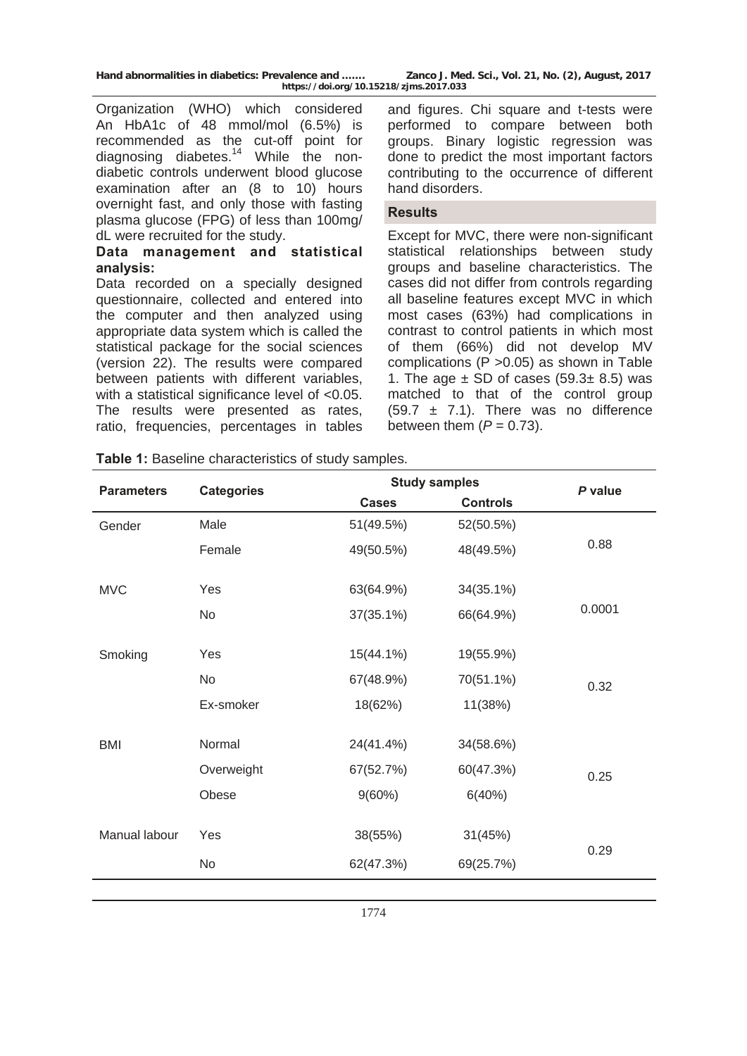Organization (WHO) which considered An HbA1c of 48 mmol/mol (6.5%) is recommended as the cut-off point for diagnosing diabetes.[14] While the non-diabetic controls underwent blood glucose examination after an (8 to 10) hours overnight fast, and only those with fasting plasma glucose (FPG) of less than 100mg/dL were recruited for the study.

**Data management and statistical analysis:**

Data recorded on a specially designed questionnaire, collected and entered into the computer and then analyzed using appropriate data system which is called the statistical package for the social sciences (version 22). The results were compared between patients with different variables, with a statistical significance level of <0.05. The results were presented as rates, ratio, frequencies, percentages in tables and figures. Chi square and t-tests were performed to compare between both groups. Binary logistic regression was done to predict the most important factors contributing to the occurrence of different hand disorders.

## Results

Except for MVC, there were non-significant statistical relationships between study groups and baseline characteristics. The cases did not differ from controls regarding all baseline features except MVC in which most cases (63%) had complications in contrast to control patients in which most of them (66%) did not develop MV complications (P >0.05) as shown in Table 1. The age ± SD of cases (59.3± 8.5) was matched to that of the control group (59.7 ± 7.1). There was no difference between them (*P* = 0.73).

**Table 1:** Baseline characteristics of study samples.

| Parameters | Categories | Study samples | | *P* value |
|---|---|---|---|---|
| | | Cases | Controls | |
| Gender | Male | 51(49.5%) | 52(50.5%) | 0.88 |
| | Female | 49(50.5%) | 48(49.5%) | |
| MVC | Yes | 63(64.9%) | 34(35.1%) | 0.0001 |
| | No | 37(35.1%) | 66(64.9%) | |
| Smoking | Yes | 15(44.1%) | 19(55.9%) | 0.32 |
| | No | 67(48.9%) | 70(51.1%) | |
| | Ex-smoker | 18(62%) | 11(38%) | |
| BMI | Normal | 24(41.4%) | 34(58.6%) | 0.25 |
| | Overweight | 67(52.7%) | 60(47.3%) | |
| | Obese | 9(60%) | 6(40%) | |
| Manual labour | Yes | 38(55%) | 31(45%) | 0.29 |
| | No | 62(47.3%) | 69(25.7%) | |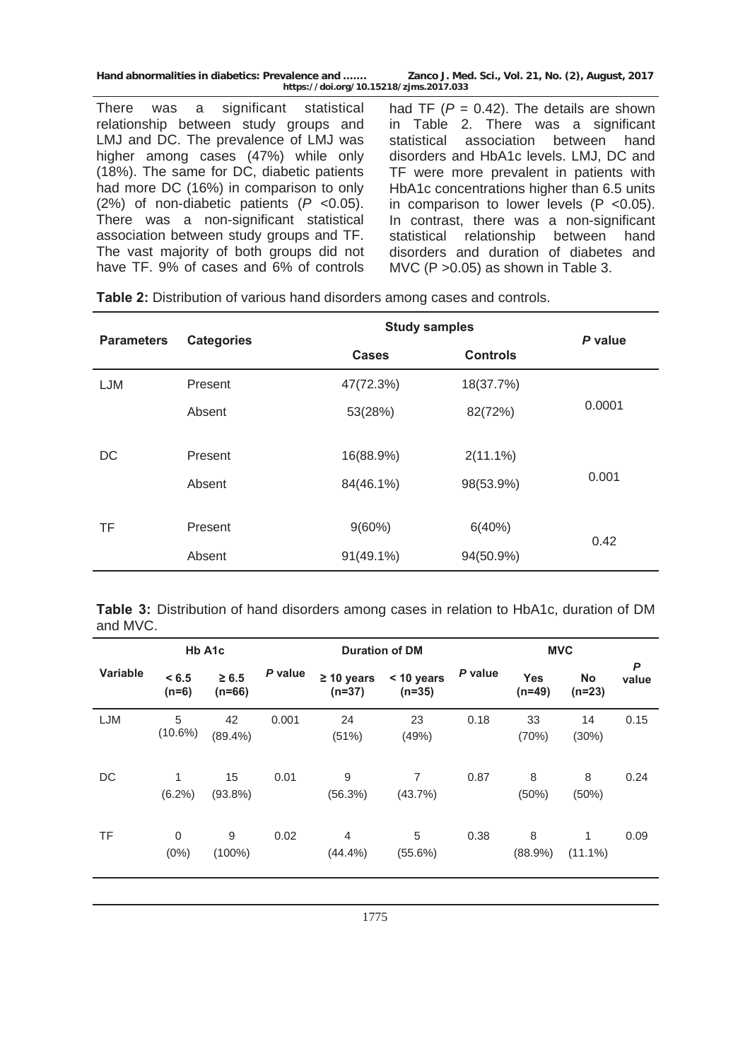There was a significant statistical relationship between study groups and LMJ and DC. The prevalence of LMJ was higher among cases (47%) while only (18%). The same for DC, diabetic patients had more DC (16%) in comparison to only (2%) of non-diabetic patients (*P* <0.05). There was a non-significant statistical association between study groups and TF. The vast majority of both groups did not have TF. 9% of cases and 6% of controls had TF (*P* = 0.42). The details are shown in Table 2. There was a significant statistical association between hand disorders and HbA1c levels. LMJ, DC and TF were more prevalent in patients with HbA1c concentrations higher than 6.5 units in comparison to lower levels (P <0.05). In contrast, there was a non-significant statistical relationship between hand disorders and duration of diabetes and MVC (P >0.05) as shown in Table 3.

**Table 2:** Distribution of various hand disorders among cases and controls.

| Parameters | Categories | Study samples | | *P* value |
|---|---|---|---|---|
| | | **Cases** | **Controls** | |
| LJM | Present | 47(72.3%) | 18(37.7%) | 0.0001 |
| | Absent | 53(28%) | 82(72%) | |
| DC | Present | 16(88.9%) | 2(11.1%) | 0.001 |
| | Absent | 84(46.1%) | 98(53.9%) | |
| TF | Present | 9(60%) | 6(40%) | 0.42 |
| | Absent | 91(49.1%) | 94(50.9%) | |

**Table 3:** Distribution of hand disorders among cases in relation to HbA1c, duration of DM and MVC.

| Variable | Hb A1c | | *P* value | Duration of DM | | *P* value | MVC | | *P* value |
|---|---|---|---|---|---|---|---|---|---|
| | **< 6.5 (n=6)** | **≥ 6.5 (n=66)** | | **≥ 10 years (n=37)** | **< 10 years (n=35)** | | **Yes (n=49)** | **No (n=23)** | |
| LJM | 5 (10.6%) | 42 (89.4%) | 0.001 | 24 (51%) | 23 (49%) | 0.18 | 33 (70%) | 14 (30%) | 0.15 |
| DC | 1 (6.2%) | 15 (93.8%) | 0.01 | 9 (56.3%) | 7 (43.7%) | 0.87 | 8 (50%) | 8 (50%) | 0.24 |
| TF | 0 (0%) | 9 (100%) | 0.02 | 4 (44.4%) | 5 (55.6%) | 0.38 | 8 (88.9%) | 1 (11.1%) | 0.09 |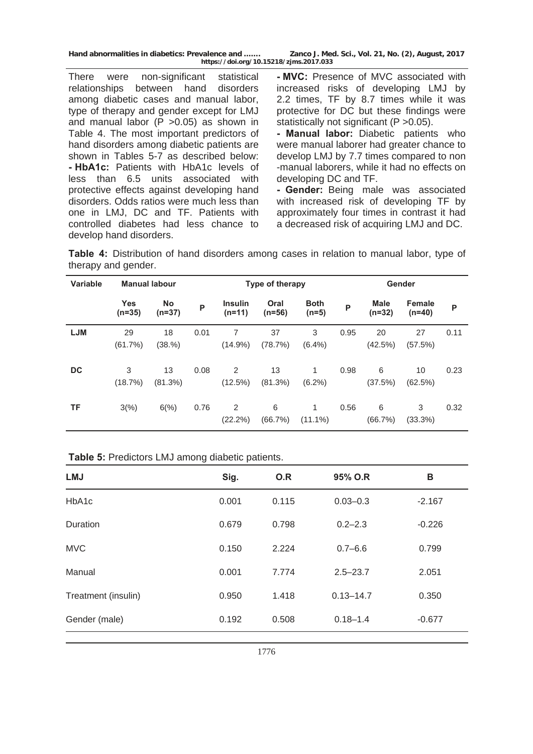There were non-significant statistical relationships between hand disorders among diabetic cases and manual labor, type of therapy and gender except for LMJ and manual labor ($P > 0.05$) as shown in Table 4. The most important predictors of hand disorders among diabetic patients are shown in Tables 5-7 as described below:

**- HbA1c:** Patients with HbA1c levels of less than 6.5 units associated with protective effects against developing hand disorders. Odds ratios were much less than one in LMJ, DC and TF. Patients with controlled diabetes had less chance to develop hand disorders.

**- MVC:** Presence of MVC associated with increased risks of developing LMJ by 2.2 times, TF by 8.7 times while it was protective for DC but these findings were statistically not significant ($P > 0.05$).

**- Manual labor:** Diabetic patients who were manual laborer had greater chance to develop LMJ by 7.7 times compared to non -manual laborers, while it had no effects on developing DC and TF.

**- Gender:** Being male was associated with increased risk of developing TF by approximately four times in contrast it had a decreased risk of acquiring LMJ and DC.

**Table 4:** Distribution of hand disorders among cases in relation to manual labor, type of therapy and gender.

| Variable | Manual labour | | | Type of therapy | | | | Gender | | |
|---|---|---|---|---|---|---|---|---|---|---|
| | Yes (n=35) | No (n=37) | P | Insulin (n=11) | Oral (n=56) | Both (n=5) | P | Male (n=32) | Female (n=40) | P |
| **LJM** | 29 (61.7%) | 18 (38.%) | 0.01 | 7 (14.9%) | 37 (78.7%) | 3 (6.4%) | 0.95 | 20 (42.5%) | 27 (57.5%) | 0.11 |
| **DC** | 3 (18.7%) | 13 (81.3%) | 0.08 | 2 (12.5%) | 13 (81.3%) | 1 (6.2%) | 0.98 | 6 (37.5%) | 10 (62.5%) | 0.23 |
| **TF** | 3(%) | 6(%) | 0.76 | 2 (22.2%) | 6 (66.7%) | 1 (11.1%) | 0.56 | 6 (66.7%) | 3 (33.3%) | 0.32 |

**Table 5:** Predictors LMJ among diabetic patients.

| LMJ | Sig. | O.R | 95% O.R | B |
|---|---|---|---|---|
| HbA1c | 0.001 | 0.115 | 0.03–0.3 | -2.167 |
| Duration | 0.679 | 0.798 | 0.2–2.3 | -0.226 |
| MVC | 0.150 | 2.224 | 0.7–6.6 | 0.799 |
| Manual | 0.001 | 7.774 | 2.5–23.7 | 2.051 |
| Treatment (insulin) | 0.950 | 1.418 | 0.13–14.7 | 0.350 |
| Gender (male) | 0.192 | 0.508 | 0.18–1.4 | -0.677 |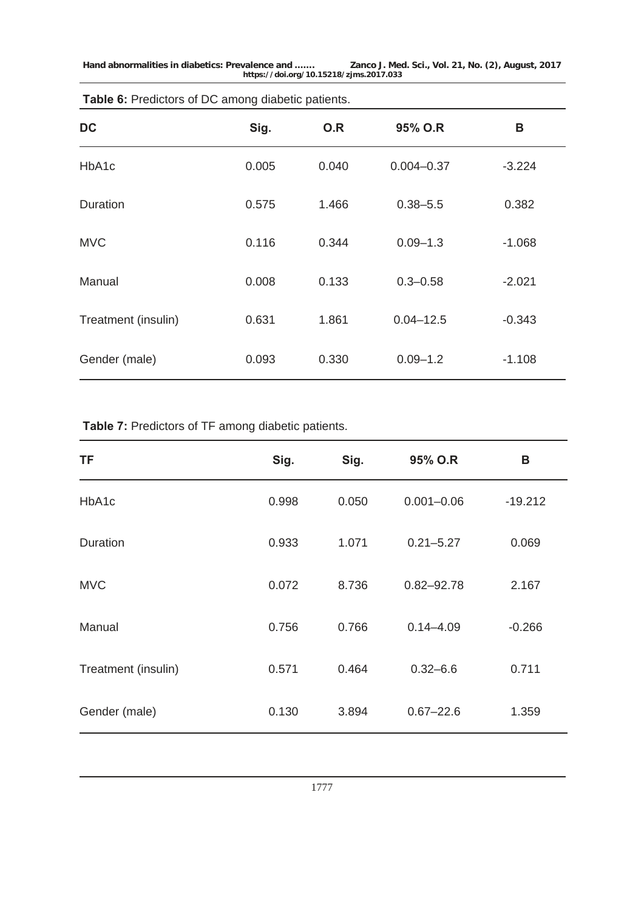**Table 6:** Predictors of DC among diabetic patients.

| DC | Sig. | O.R | 95% O.R | B |
|---|---|---|---|---|
| HbA1c | 0.005 | 0.040 | 0.004–0.37 | -3.224 |
| Duration | 0.575 | 1.466 | 0.38–5.5 | 0.382 |
| MVC | 0.116 | 0.344 | 0.09–1.3 | -1.068 |
| Manual | 0.008 | 0.133 | 0.3–0.58 | -2.021 |
| Treatment (insulin) | 0.631 | 1.861 | 0.04–12.5 | -0.343 |
| Gender (male) | 0.093 | 0.330 | 0.09–1.2 | -1.108 |

**Table 7:** Predictors of TF among diabetic patients.

| TF | Sig. | Sig. | 95% O.R | B |
|---|---|---|---|---|
| HbA1c | 0.998 | 0.050 | 0.001–0.06 | -19.212 |
| Duration | 0.933 | 1.071 | 0.21–5.27 | 0.069 |
| MVC | 0.072 | 8.736 | 0.82–92.78 | 2.167 |
| Manual | 0.756 | 0.766 | 0.14–4.09 | -0.266 |
| Treatment (insulin) | 0.571 | 0.464 | 0.32–6.6 | 0.711 |
| Gender (male) | 0.130 | 3.894 | 0.67–22.6 | 1.359 |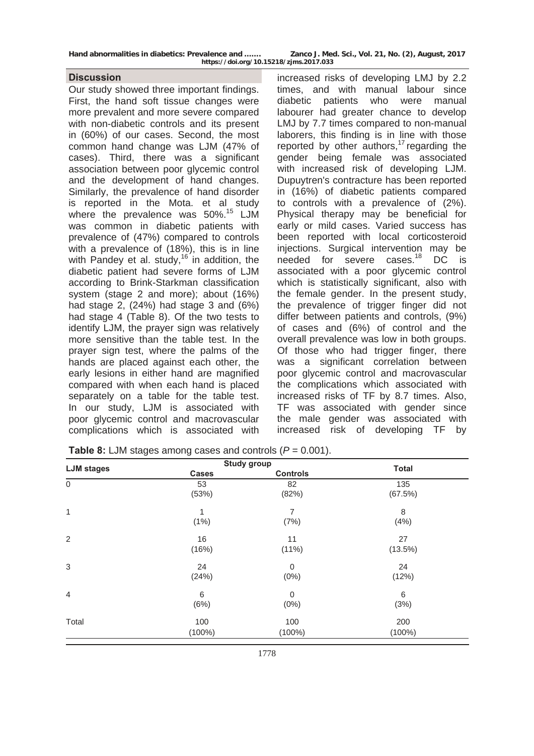## Discussion

Our study showed three important findings. First, the hand soft tissue changes were more prevalent and more severe compared with non-diabetic controls and its present in (60%) of our cases. Second, the most common hand change was LJM (47% of cases). Third, there was a significant association between poor glycemic control and the development of hand changes. Similarly, the prevalence of hand disorder is reported in the Mota. et al study where the prevalence was 50%.[15] LJM was common in diabetic patients with prevalence of (47%) compared to controls with a prevalence of (18%), this is in line with Pandey et al. study,[16] in addition, the diabetic patient had severe forms of LJM according to Brink-Starkman classification system (stage 2 and more); about (16%) had stage 2, (24%) had stage 3 and (6%) had stage 4 (Table 8). Of the two tests to identify LJM, the prayer sign was relatively more sensitive than the table test. In the prayer sign test, where the palms of the hands are placed against each other, the early lesions in either hand are magnified compared with when each hand is placed separately on a table for the table test. In our study, LJM is associated with poor glycemic control and macrovascular complications which is associated with increased risks of developing LMJ by 2.2 times, and with manual labour since diabetic patients who were manual labourer had greater chance to develop LMJ by 7.7 times compared to non-manual laborers, this finding is in line with those reported by other authors,[17] regarding the gender being female was associated with increased risk of developing LJM. Dupuytren's contracture has been reported in (16%) of diabetic patients compared to controls with a prevalence of (2%). Physical therapy may be beneficial for early or mild cases. Varied success has been reported with local corticosteroid injections. Surgical intervention may be needed for severe cases.[18] DC is associated with a poor glycemic control which is statistically significant, also with the female gender. In the present study, the prevalence of trigger finger did not differ between patients and controls, (9%) of cases and (6%) of control and the overall prevalence was low in both groups. Of those who had trigger finger, there was a significant correlation between poor glycemic control and macrovascular the complications which associated with increased risks of TF by 8.7 times. Also, TF was associated with gender since the male gender was associated with increased risk of developing TF by

**Table 8:** LJM stages among cases and controls ($P$ = 0.001).

| LJM stages | Study group | | Total |
|---|---|---|---|
| | Cases | Controls | |
| 0 | 53 (53%) | 82 (82%) | 135 (67.5%) |
| 1 | 1 (1%) | 7 (7%) | 8 (4%) |
| 2 | 16 (16%) | 11 (11%) | 27 (13.5%) |
| 3 | 24 (24%) | 0 (0%) | 24 (12%) |
| 4 | 6 (6%) | 0 (0%) | 6 (3%) |
| Total | 100 (100%) | 100 (100%) | 200 (100%) |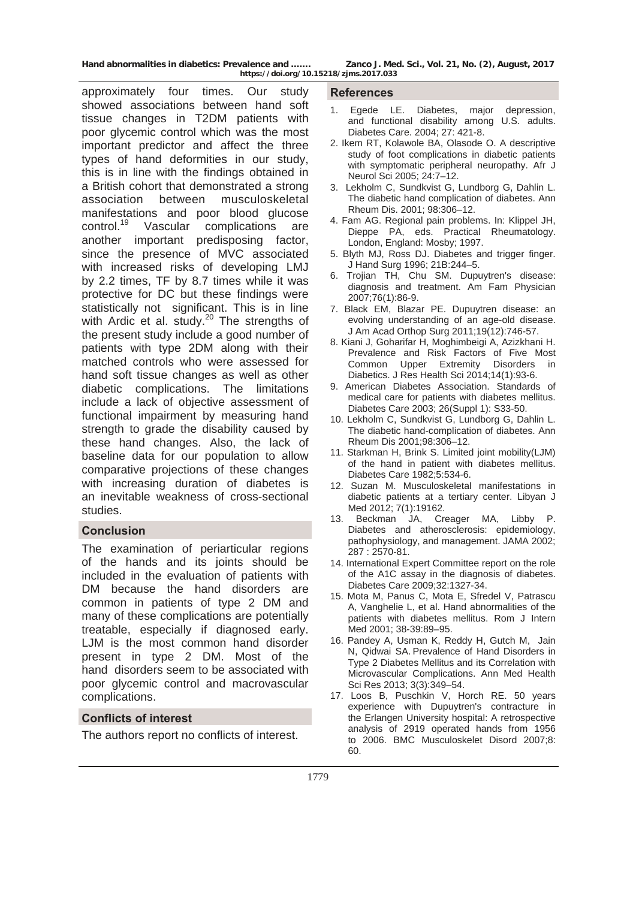approximately four times. Our study showed associations between hand soft tissue changes in T2DM patients with poor glycemic control which was the most important predictor and affect the three types of hand deformities in our study, this is in line with the findings obtained in a British cohort that demonstrated a strong association between musculoskeletal manifestations and poor blood glucose control.[19] Vascular complications are another important predisposing factor, since the presence of MVC associated with increased risks of developing LMJ by 2.2 times, TF by 8.7 times while it was protective for DC but these findings were statistically not significant. This is in line with Ardic et al. study.[20] The strengths of the present study include a good number of patients with type 2DM along with their matched controls who were assessed for hand soft tissue changes as well as other diabetic complications. The limitations include a lack of objective assessment of functional impairment by measuring hand strength to grade the disability caused by these hand changes. Also, the lack of baseline data for our population to allow comparative projections of these changes with increasing duration of diabetes is an inevitable weakness of cross-sectional studies.

## Conclusion

The examination of periarticular regions of the hands and its joints should be included in the evaluation of patients with DM because the hand disorders are common in patients of type 2 DM and many of these complications are potentially treatable, especially if diagnosed early. LJM is the most common hand disorder present in type 2 DM. Most of the hand disorders seem to be associated with poor glycemic control and macrovascular complications.

## Conflicts of interest

The authors report no conflicts of interest.

## References

1. Egede LE. Diabetes, major depression, and functional disability among U.S. adults. Diabetes Care. 2004; 27: 421-8.
2. Ikem RT, Kolawole BA, Olasode O. A descriptive study of foot complications in diabetic patients with symptomatic peripheral neuropathy. Afr J Neurol Sci 2005; 24:7–12.
3. Lekholm C, Sundkvist G, Lundborg G, Dahlin L. The diabetic hand complication of diabetes. Ann Rheum Dis. 2001; 98:306–12.
4. Fam AG. Regional pain problems. In: Klippel JH, Dieppe PA, eds. Practical Rheumatology. London, England: Mosby; 1997.
5. Blyth MJ, Ross DJ. Diabetes and trigger finger. J Hand Surg 1996; 21B:244–5.
6. Trojian TH, Chu SM. Dupuytren's disease: diagnosis and treatment. Am Fam Physician 2007;76(1):86-9.
7. Black EM, Blazar PE. Dupuytren disease: an evolving understanding of an age-old disease. J Am Acad Orthop Surg 2011;19(12):746-57.
8. Kiani J, Goharifar H, Moghimbeigi A, Azizkhani H. Prevalence and Risk Factors of Five Most Common Upper Extremity Disorders in Diabetics. J Res Health Sci 2014;14(1):93-6.
9. American Diabetes Association. Standards of medical care for patients with diabetes mellitus. Diabetes Care 2003; 26(Suppl 1): S33-50.
10. Lekholm C, Sundkvist G, Lundborg G, Dahlin L. The diabetic hand-complication of diabetes. Ann Rheum Dis 2001;98:306–12.
11. Starkman H, Brink S. Limited joint mobility(LJM) of the hand in patient with diabetes mellitus. Diabetes Care 1982;5:534-6.
12. Suzan M. Musculoskeletal manifestations in diabetic patients at a tertiary center. Libyan J Med 2012; 7(1):19162.
13. Beckman JA, Creager MA, Libby P. Diabetes and atherosclerosis: epidemiology, pathophysiology, and management. JAMA 2002; 287 : 2570-81.
14. International Expert Committee report on the role of the A1C assay in the diagnosis of diabetes. Diabetes Care 2009;32:1327-34.
15. Mota M, Panus C, Mota E, Sfredel V, Patrascu A, Vanghelie L, et al. Hand abnormalities of the patients with diabetes mellitus. Rom J Intern Med 2001; 38-39:89–95.
16. Pandey A, Usman K, Reddy H, Gutch M, Jain N, Qidwai SA. Prevalence of Hand Disorders in Type 2 Diabetes Mellitus and its Correlation with Microvascular Complications. Ann Med Health Sci Res 2013; 3(3):349–54.
17. Loos B, Puschkin V, Horch RE. 50 years experience with Dupuytren's contracture in the Erlangen University hospital: A retrospective analysis of 2919 operated hands from 1956 to 2006. BMC Musculoskelet Disord 2007;8: 60.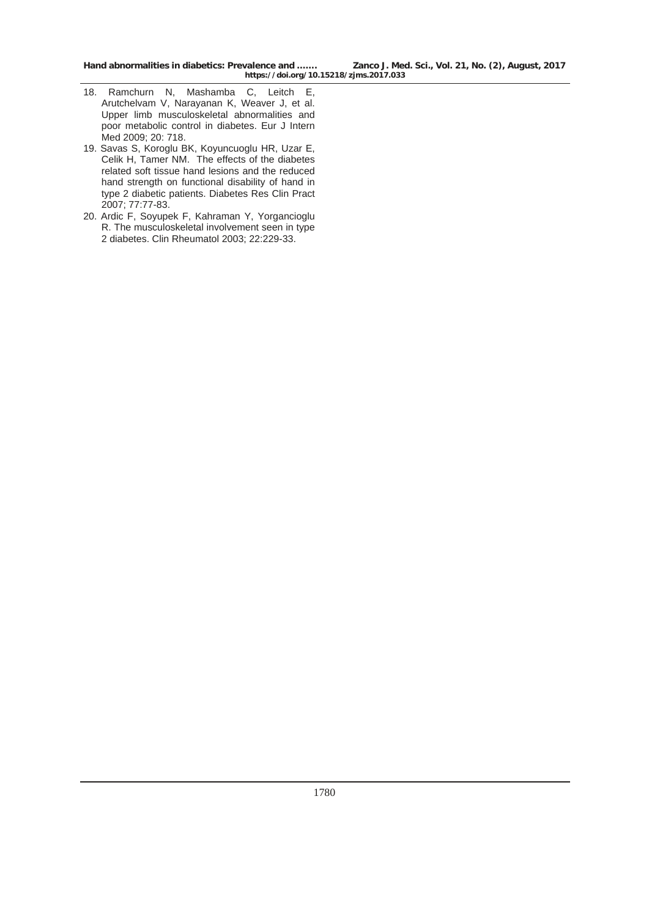18. Ramchurn N, Mashamba C, Leitch E, Arutchelvam V, Narayanan K, Weaver J, et al. Upper limb musculoskeletal abnormalities and poor metabolic control in diabetes. Eur J Intern Med 2009; 20: 718.
19. Savas S, Koroglu BK, Koyuncuoglu HR, Uzar E, Celik H, Tamer NM. The effects of the diabetes related soft tissue hand lesions and the reduced hand strength on functional disability of hand in type 2 diabetic patients. Diabetes Res Clin Pract 2007; 77:77-83.
20. Ardic F, Soyupek F, Kahraman Y, Yorgancioglu R. The musculoskeletal involvement seen in type 2 diabetes. Clin Rheumatol 2003; 22:229-33.